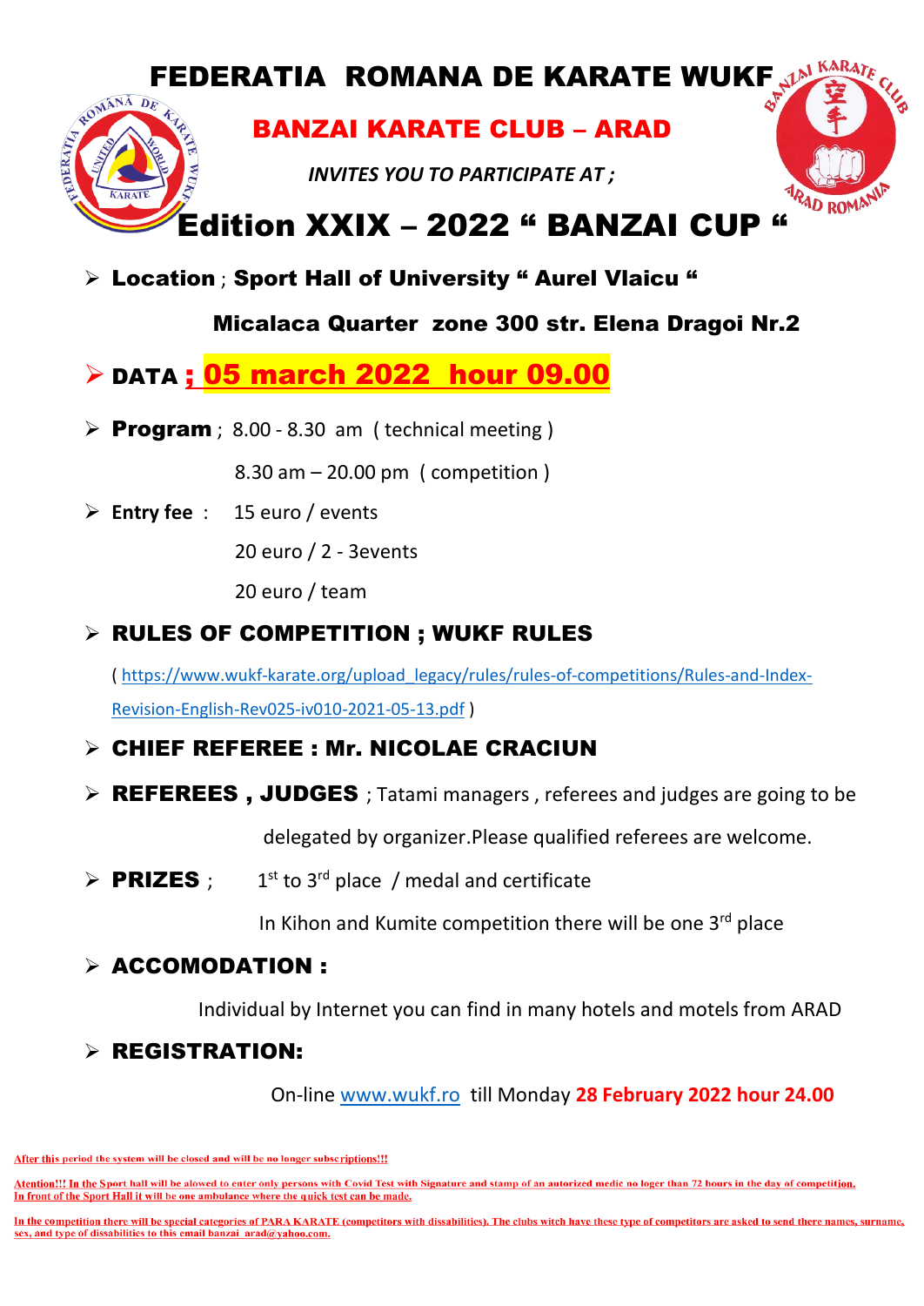# FEDERATIA ROMANA DE KARATE WUKF

## BANZAI KARATE CLUB – ARAD

*INVITES YOU TO PARTICIPATE AT ;*

# Edition XXIX – 2022 " BANZAI CUP "

- **Location** ; **Sport Hall of University " Aurel Vlaicu "**

  **Micalaca Quarter zone 300 str. Elena Dragoi Nr.2**

- **DATA ; 05 march 2022 hour 09.00**

- **Program** ; 8.00 - 8.30 am ( technical meeting )

  8.30 am – 20.00 pm ( competition )

- **Entry fee** : 15 euro / events

  20 euro / 2 - 3events

  20 euro / team

- **RULES OF COMPETITION ; WUKF RULES**

  ( https://www.wukf-karate.org/upload_legacy/rules/rules-of-competitions/Rules-and-Index-Revision-English-Rev025-iv010-2021-05-13.pdf )

- **CHIEF REFEREE : Mr. NICOLAE CRACIUN**

- **REFEREES , JUDGES** ; Tatami managers , referees and judges are going to be delegated by organizer.Please qualified referees are welcome.

- **PRIZES** ; 1st to 3rd place / medal and certificate

  In Kihon and Kumite competition there will be one 3rd place

- **ACCOMODATION :**

  Individual by Internet you can find in many hotels and motels from ARAD

- **REGISTRATION:**

  On-line www.wukf.ro till Monday **28 February 2022 hour 24.00**

**After this period the system will be closed and will be no longer subscriptions!!!**

**Atention!!! In the Sport hall will be allowed to enter only persons with Covid Test with Signature and stamp of an autorized medic no loger than 72 hours in the day of competition. In front of the Sport Hall it will be one ambulance where the quick test can be made.**

**In the competition there will be special categories of PARA KARATE (competitors with dissabilities). The clubs witch have these type of competitors are asked to send there names, surname, sex, and type of dissabilities to this email banzai_arad@yahoo.com.**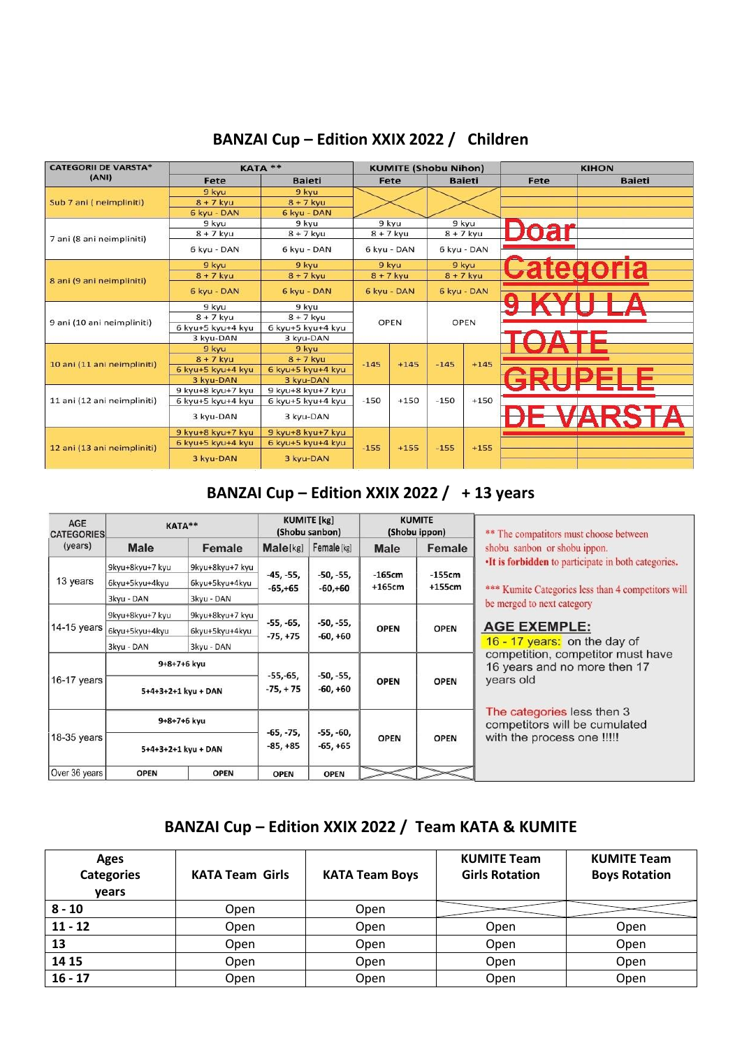## BANZAI Cup – Edition XXIX 2022 / Children

| CATEGORII DE VARSTA* (ANI) | KATA ** | | KUMITE (Shobu Nihon) | | | | KIHON | |
|---|---|---|---|---|---|---|---|---|
| | Fete | Baieti | Fete | | Baieti | | Fete | Baieti |
| Sub 7 ani ( neimpliniti) | 9 kyu<br>8 + 7 kyu<br>6 kyu - DAN | 9 kyu<br>8 + 7 kyu<br>6 kyu - DAN | | | | | Doar Categoria 9 KYU LA TOATE GRUPELE DE VARSTA | |
| 7 ani (8 ani neimpliniti) | 9 kyu<br>8 + 7 kyu<br>6 kyu - DAN | 9 kyu<br>8 + 7 kyu<br>6 kyu - DAN | 9 kyu<br>8 + 7 kyu<br>6 kyu - DAN | | 9 kyu<br>8 + 7 kyu<br>6 kyu - DAN | | | |
| 8 ani (9 ani neimpliniti) | 9 kyu<br>8 + 7 kyu<br>6 kyu - DAN | 9 kyu<br>8 + 7 kyu<br>6 kyu - DAN | 9 kyu<br>8 + 7 kyu<br>6 kyu - DAN | | 9 kyu<br>8 + 7 kyu<br>6 kyu - DAN | | | |
| 9 ani (10 ani neimpliniti) | 9 kyu<br>8 + 7 kyu<br>6 kyu+5 kyu+4 kyu<br>3 kyu-DAN | 9 kyu<br>8 + 7 kyu<br>6 kyu+5 kyu+4 kyu<br>3 kyu-DAN | OPEN | | OPEN | | | |
| 10 ani (11 ani neimpliniti) | 9 kyu<br>8 + 7 kyu<br>6 kyu+5 kyu+4 kyu<br>3 kyu-DAN | 9 kyu<br>8 + 7 kyu<br>6 kyu+5 kyu+4 kyu<br>3 kyu-DAN | -145 | +145 | -145 | +145 | | |
| 11 ani (12 ani neimpliniti) | 9 kyu+8 kyu+7 kyu<br>6 kyu+5 kyu+4 kyu<br>3 kyu-DAN | 9 kyu+8 kyu+7 kyu<br>6 kyu+5 kyu+4 kyu<br>3 kyu-DAN | -150 | +150 | -150 | +150 | | |
| 12 ani (13 ani neimpliniti) | 9 kyu+8 kyu+7 kyu<br>6 kyu+5 kyu+4 kyu<br>3 kyu-DAN | 9 kyu+8 kyu+7 kyu<br>6 kyu+5 kyu+4 kyu<br>3 kyu-DAN | -155 | +155 | -155 | +155 | | |

## BANZAI Cup – Edition XXIX 2022 / + 13 years

| AGE CATEGORIES (years) | KATA** | | KUMITE [kg] (Shobu sanbon) | | KUMITE (Shobu ippon) | |
|---|---|---|---|---|---|---|
| | Male | Female | Male [kg] | Female [kg] | Male | Female |
| 13 years | 9kyu+8kyu+7 kyu<br>6kyu+5kyu+4kyu<br>3kyu - DAN | 9kyu+8kyu+7 kyu<br>6kyu+5kyu+4kyu<br>3kyu - DAN | -45, -55, -65,+65 | -50, -55, -60,+60 | -165cm<br>+165cm | -155cm<br>+155cm |
| 14-15 years | 9kyu+8kyu+7 kyu<br>6kyu+5kyu+4kyu<br>3kyu - DAN | 9kyu+8kyu+7 kyu<br>6kyu+5kyu+4kyu<br>3kyu - DAN | -55, -65, -75, +75 | -50, -55, -60, +60 | OPEN | OPEN |
| 16-17 years | 9+8+7+6 kyu<br>5+4+3+2+1 kyu + DAN | | -55,-65, -75, + 75 | -50, -55, -60, +60 | OPEN | OPEN |
| 18-35 years | 9+8+7+6 kyu<br>5+4+3+2+1 kyu + DAN | | -65, -75, -85, +85 | -55, -60, -65, +65 | OPEN | OPEN |
| Over 36 years | OPEN | OPEN | OPEN | OPEN | | |

** The compatitors must choose between shobu sanbon or shobu ippon.
•It is forbidden to participate in both categories.

*** Kumite Categories less than 4 competitors will be merged to next category

**AGE EXEMPLE:**
16 - 17 years: on the day of competition, competitor must have 16 years and no more then 17 years old

The categories less then 3 competitors will be cumulated with the process one !!!!

## BANZAI Cup – Edition XXIX 2022 / Team KATA & KUMITE

| Ages Categories years | KATA Team Girls | KATA Team Boys | KUMITE Team Girls Rotation | KUMITE Team Boys Rotation |
|---|---|---|---|---|
| 8 - 10 | Open | Open | | |
| 11 - 12 | Open | Open | Open | Open |
| 13 | Open | Open | Open | Open |
| 14 15 | Open | Open | Open | Open |
| 16 - 17 | Open | Open | Open | Open |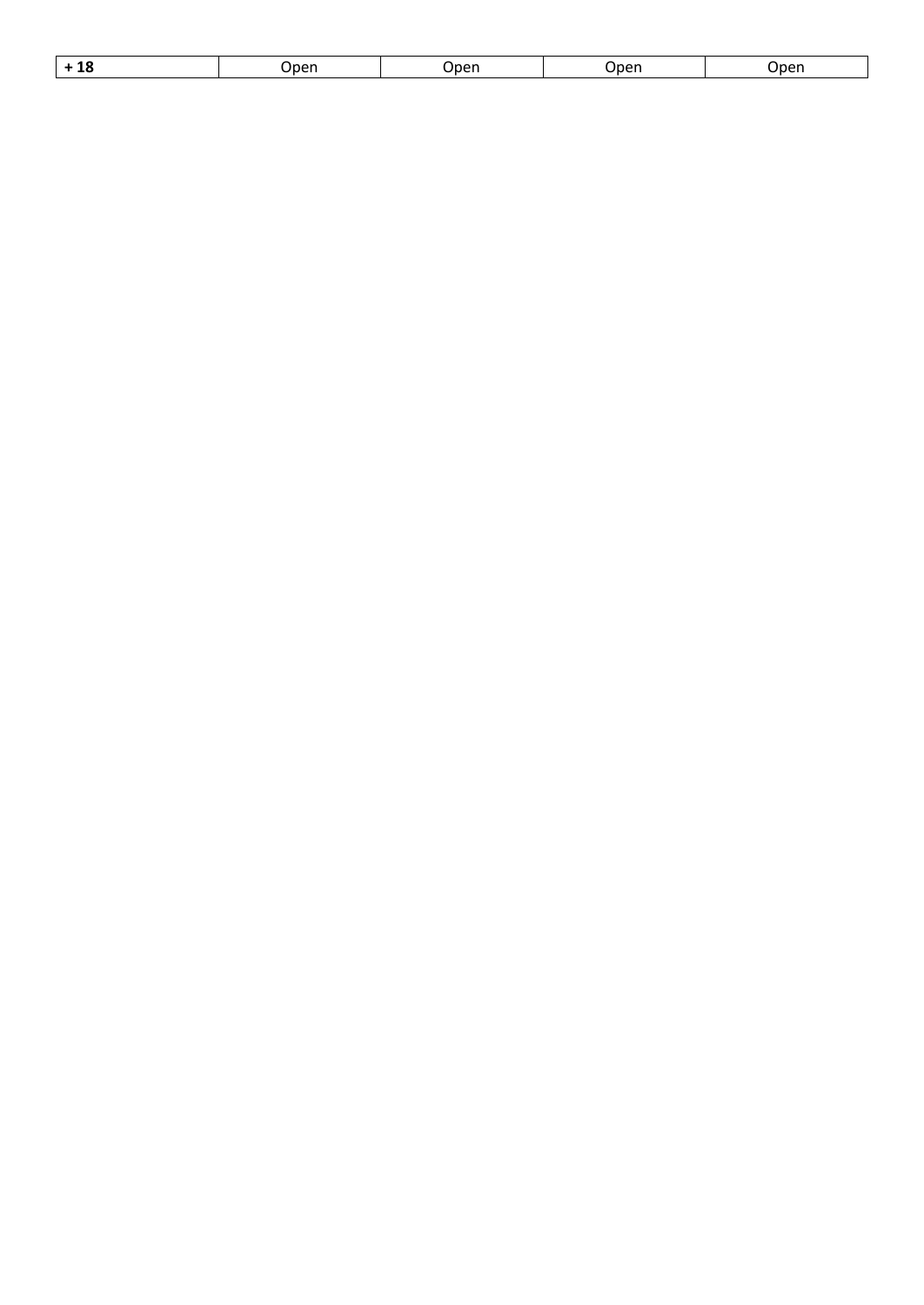| | | | | |
|---|---|---|---|---|
| **+ 18** | Open | Open | Open | Open |